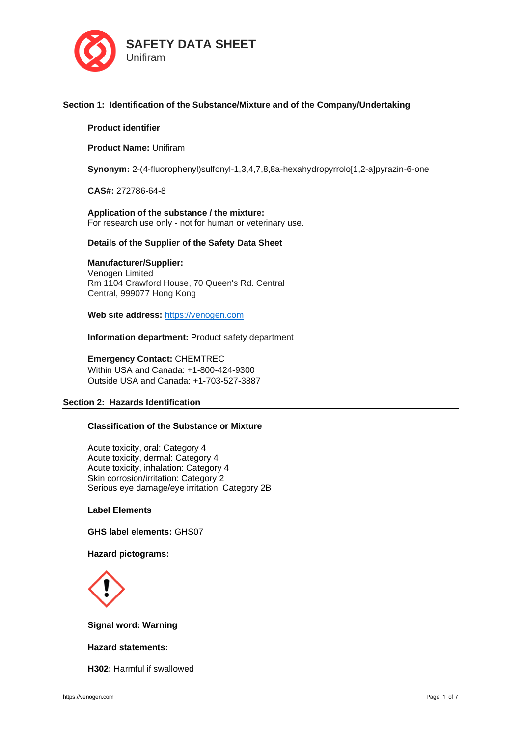# SAFETY DATA SHEET

Unifiram

## Section 1: Identification of the Substance/Mixture and of the Company/Undertaking

**Product identifier**

**Product Name:** Unifiram

**Synonym:** 2-(4-fluorophenyl)sulfonyl-1,3,4,7,8,8a-hexahydropyrrolo[1,2-a]pyrazin-6-one

**CAS#:** 272786-64-8

**Application of the substance / the mixture:**
For research use only - not for human or veterinary use.

**Details of the Supplier of the Safety Data Sheet**

**Manufacturer/Supplier:**
Venogen Limited
Rm 1104 Crawford House, 70 Queen's Rd. Central
Central, 999077 Hong Kong

**Web site address:** https://venogen.com

**Information department:** Product safety department

**Emergency Contact:** CHEMTREC
Within USA and Canada: +1-800-424-9300
Outside USA and Canada: +1-703-527-3887

## Section 2: Hazards Identification

**Classification of the Substance or Mixture**

Acute toxicity, oral: Category 4
Acute toxicity, dermal: Category 4
Acute toxicity, inhalation: Category 4
Skin corrosion/irritation: Category 2
Serious eye damage/eye irritation: Category 2B

**Label Elements**

**GHS label elements:** GHS07

**Hazard pictograms:**

**Signal word: Warning**

**Hazard statements:**

**H302:** Harmful if swallowed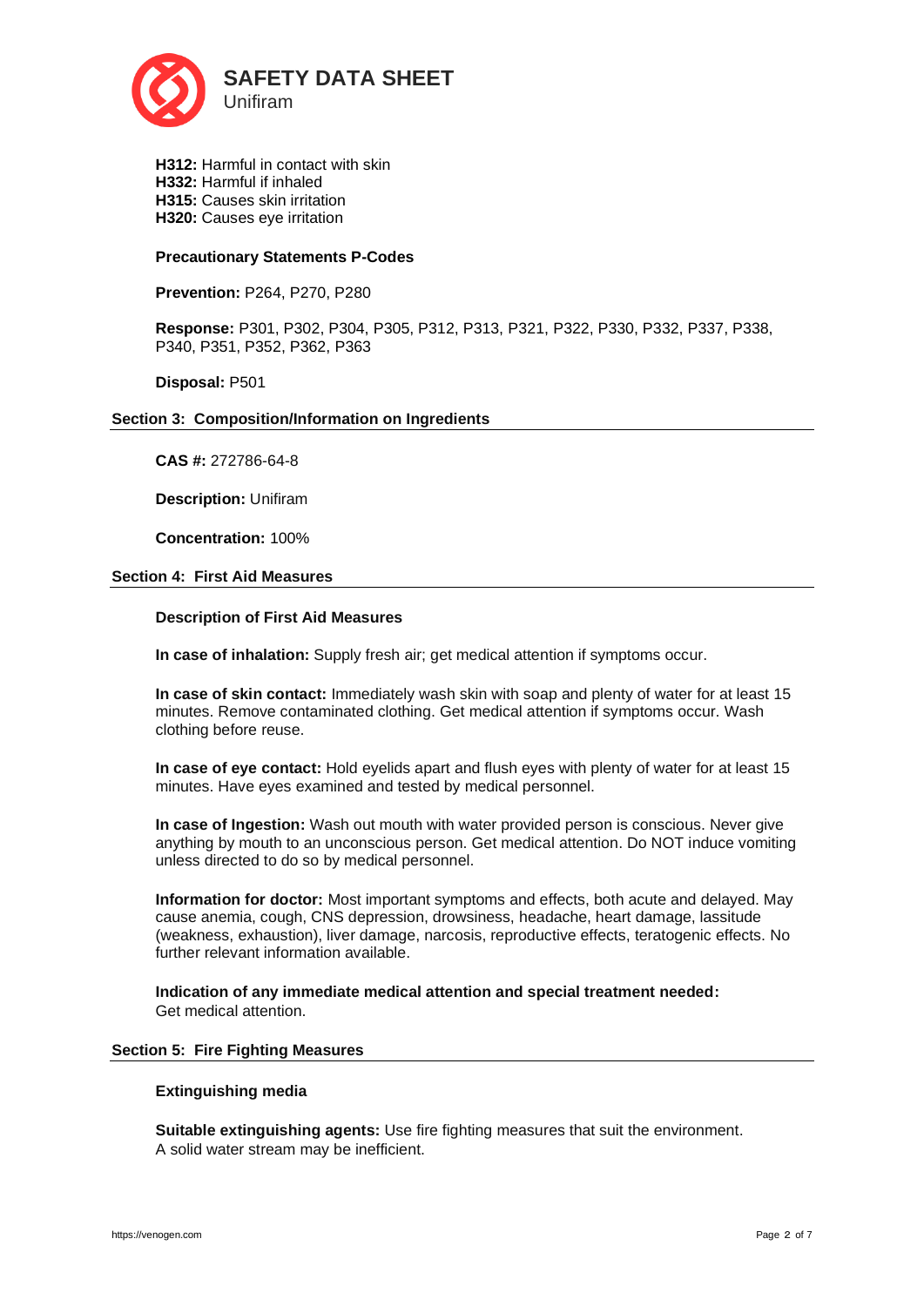**H312:** Harmful in contact with skin
**H332:** Harmful if inhaled
**H315:** Causes skin irritation
**H320:** Causes eye irritation

**Precautionary Statements P-Codes**

**Prevention:** P264, P270, P280

**Response:** P301, P302, P304, P305, P312, P313, P321, P322, P330, P332, P337, P338, P340, P351, P352, P362, P363

**Disposal:** P501

## Section 3: Composition/Information on Ingredients

**CAS #:** 272786-64-8

**Description:** Unifiram

**Concentration:** 100%

## Section 4: First Aid Measures

**Description of First Aid Measures**

**In case of inhalation:** Supply fresh air; get medical attention if symptoms occur.

**In case of skin contact:** Immediately wash skin with soap and plenty of water for at least 15 minutes. Remove contaminated clothing. Get medical attention if symptoms occur. Wash clothing before reuse.

**In case of eye contact:** Hold eyelids apart and flush eyes with plenty of water for at least 15 minutes. Have eyes examined and tested by medical personnel.

**In case of Ingestion:** Wash out mouth with water provided person is conscious. Never give anything by mouth to an unconscious person. Get medical attention. Do NOT induce vomiting unless directed to do so by medical personnel.

**Information for doctor:** Most important symptoms and effects, both acute and delayed. May cause anemia, cough, CNS depression, drowsiness, headache, heart damage, lassitude (weakness, exhaustion), liver damage, narcosis, reproductive effects, teratogenic effects. No further relevant information available.

**Indication of any immediate medical attention and special treatment needed:**
Get medical attention.

## Section 5: Fire Fighting Measures

**Extinguishing media**

**Suitable extinguishing agents:** Use fire fighting measures that suit the environment.
A solid water stream may be inefficient.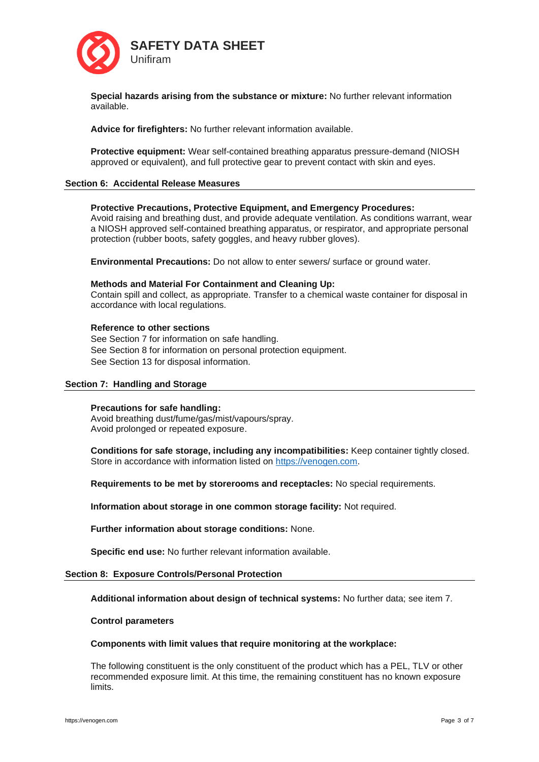**Special hazards arising from the substance or mixture:** No further relevant information available.

**Advice for firefighters:** No further relevant information available.

**Protective equipment:** Wear self-contained breathing apparatus pressure-demand (NIOSH approved or equivalent), and full protective gear to prevent contact with skin and eyes.

## Section 6: Accidental Release Measures

**Protective Precautions, Protective Equipment, and Emergency Procedures:**
Avoid raising and breathing dust, and provide adequate ventilation. As conditions warrant, wear a NIOSH approved self-contained breathing apparatus, or respirator, and appropriate personal protection (rubber boots, safety goggles, and heavy rubber gloves).

**Environmental Precautions:** Do not allow to enter sewers/ surface or ground water.

**Methods and Material For Containment and Cleaning Up:**
Contain spill and collect, as appropriate. Transfer to a chemical waste container for disposal in accordance with local regulations.

**Reference to other sections**
See Section 7 for information on safe handling.
See Section 8 for information on personal protection equipment.
See Section 13 for disposal information.

## Section 7: Handling and Storage

**Precautions for safe handling:**
Avoid breathing dust/fume/gas/mist/vapours/spray.
Avoid prolonged or repeated exposure.

**Conditions for safe storage, including any incompatibilities:** Keep container tightly closed. Store in accordance with information listed on https://venogen.com.

**Requirements to be met by storerooms and receptacles:** No special requirements.

**Information about storage in one common storage facility:** Not required.

**Further information about storage conditions:** None.

**Specific end use:** No further relevant information available.

## Section 8: Exposure Controls/Personal Protection

**Additional information about design of technical systems:** No further data; see item 7.

**Control parameters**

**Components with limit values that require monitoring at the workplace:**

The following constituent is the only constituent of the product which has a PEL, TLV or other recommended exposure limit. At this time, the remaining constituent has no known exposure limits.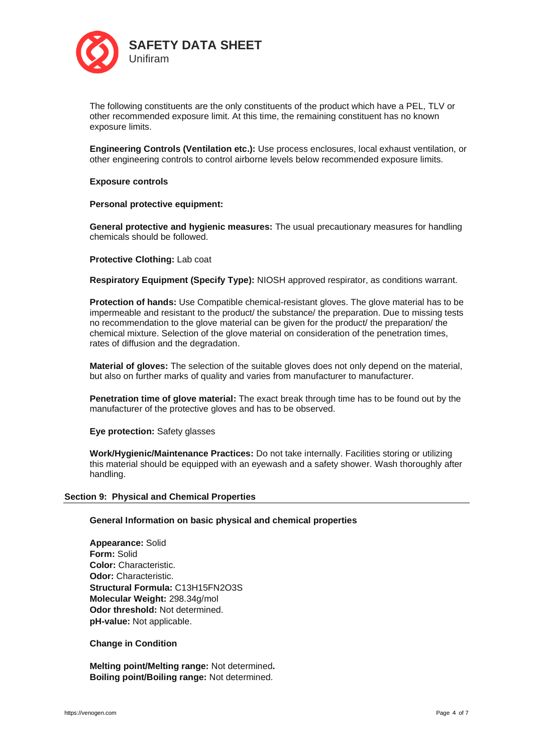The following constituents are the only constituents of the product which have a PEL, TLV or other recommended exposure limit. At this time, the remaining constituent has no known exposure limits.

**Engineering Controls (Ventilation etc.):** Use process enclosures, local exhaust ventilation, or other engineering controls to control airborne levels below recommended exposure limits.

**Exposure controls**

**Personal protective equipment:**

**General protective and hygienic measures:** The usual precautionary measures for handling chemicals should be followed.

**Protective Clothing:** Lab coat

**Respiratory Equipment (Specify Type):** NIOSH approved respirator, as conditions warrant.

**Protection of hands:** Use Compatible chemical-resistant gloves. The glove material has to be impermeable and resistant to the product/ the substance/ the preparation. Due to missing tests no recommendation to the glove material can be given for the product/ the preparation/ the chemical mixture. Selection of the glove material on consideration of the penetration times, rates of diffusion and the degradation.

**Material of gloves:** The selection of the suitable gloves does not only depend on the material, but also on further marks of quality and varies from manufacturer to manufacturer.

**Penetration time of glove material:** The exact break through time has to be found out by the manufacturer of the protective gloves and has to be observed.

**Eye protection:** Safety glasses

**Work/Hygienic/Maintenance Practices:** Do not take internally. Facilities storing or utilizing this material should be equipped with an eyewash and a safety shower. Wash thoroughly after handling.

## Section 9: Physical and Chemical Properties

**General Information on basic physical and chemical properties**

**Appearance:** Solid
**Form:** Solid
**Color:** Characteristic.
**Odor:** Characteristic.
**Structural Formula:** $C_{13}H_{15}FN_2O_3S$
**Molecular Weight:** 298.34g/mol
**Odor threshold:** Not determined.
**pH-value:** Not applicable.

**Change in Condition**

**Melting point/Melting range:** Not determined**.**
**Boiling point/Boiling range:** Not determined.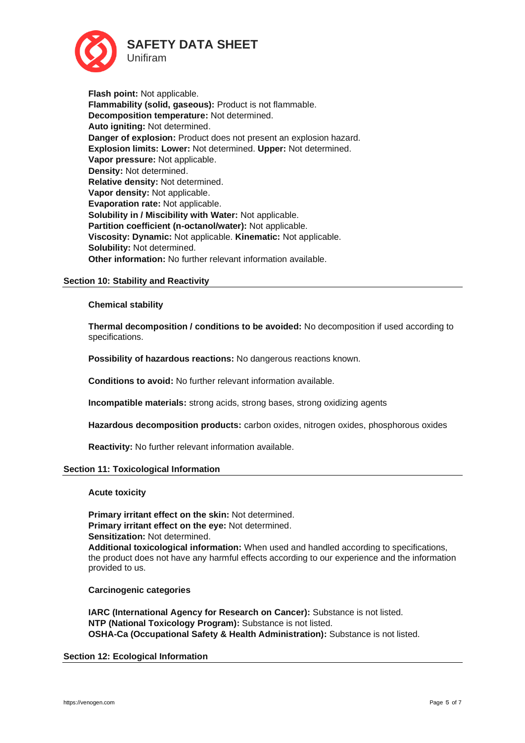**Flash point:** Not applicable.
**Flammability (solid, gaseous):** Product is not flammable.
**Decomposition temperature:** Not determined.
**Auto igniting:** Not determined.
**Danger of explosion:** Product does not present an explosion hazard.
**Explosion limits: Lower:** Not determined. **Upper:** Not determined.
**Vapor pressure:** Not applicable.
**Density:** Not determined.
**Relative density:** Not determined.
**Vapor density:** Not applicable.
**Evaporation rate:** Not applicable.
**Solubility in / Miscibility with Water:** Not applicable.
**Partition coefficient (n-octanol/water):** Not applicable.
**Viscosity: Dynamic:** Not applicable. **Kinematic:** Not applicable.
**Solubility:** Not determined.
**Other information:** No further relevant information available.

## Section 10: Stability and Reactivity

**Chemical stability**

**Thermal decomposition / conditions to be avoided:** No decomposition if used according to specifications.

**Possibility of hazardous reactions:** No dangerous reactions known.

**Conditions to avoid:** No further relevant information available.

**Incompatible materials:** strong acids, strong bases, strong oxidizing agents

**Hazardous decomposition products:** carbon oxides, nitrogen oxides, phosphorous oxides

**Reactivity:** No further relevant information available.

## Section 11: Toxicological Information

**Acute toxicity**

**Primary irritant effect on the skin:** Not determined.
**Primary irritant effect on the eye:** Not determined.
**Sensitization:** Not determined.
**Additional toxicological information:** When used and handled according to specifications, the product does not have any harmful effects according to our experience and the information provided to us.

**Carcinogenic categories**

**IARC (International Agency for Research on Cancer):** Substance is not listed.
**NTP (National Toxicology Program):** Substance is not listed.
**OSHA-Ca (Occupational Safety & Health Administration):** Substance is not listed.

## Section 12: Ecological Information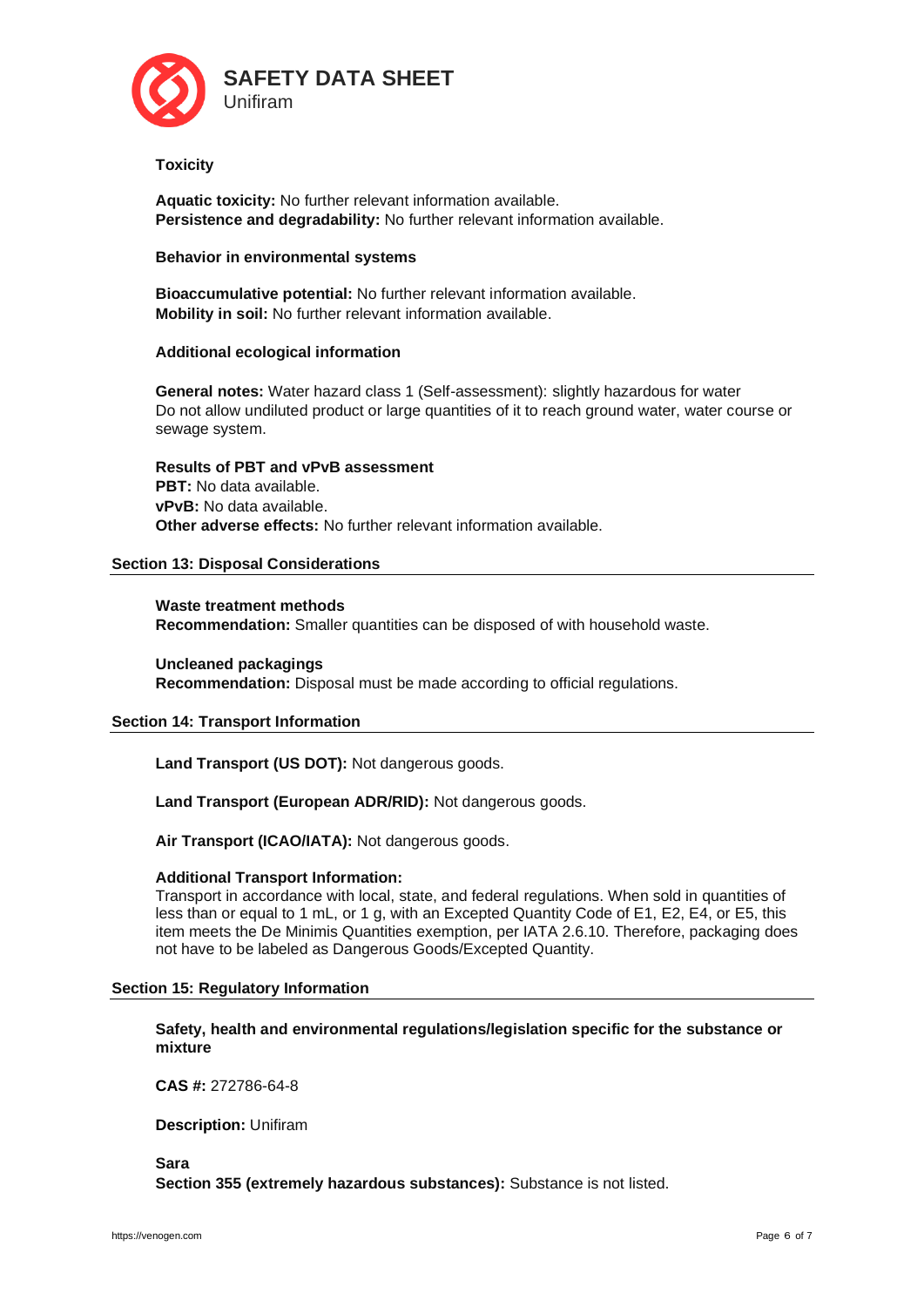#### Toxicity

**Aquatic toxicity:** No further relevant information available.
**Persistence and degradability:** No further relevant information available.

#### Behavior in environmental systems

**Bioaccumulative potential:** No further relevant information available.
**Mobility in soil:** No further relevant information available.

#### Additional ecological information

**General notes:** Water hazard class 1 (Self-assessment): slightly hazardous for water
Do not allow undiluted product or large quantities of it to reach ground water, water course or sewage system.

**Results of PBT and vPvB assessment**
**PBT:** No data available.
**vPvB:** No data available.
**Other adverse effects:** No further relevant information available.

## Section 13: Disposal Considerations

**Waste treatment methods**
**Recommendation:** Smaller quantities can be disposed of with household waste.

**Uncleaned packagings**
**Recommendation:** Disposal must be made according to official regulations.

## Section 14: Transport Information

**Land Transport (US DOT):** Not dangerous goods.

**Land Transport (European ADR/RID):** Not dangerous goods.

**Air Transport (ICAO/IATA):** Not dangerous goods.

**Additional Transport Information:**
Transport in accordance with local, state, and federal regulations. When sold in quantities of less than or equal to 1 mL, or 1 g, with an Excepted Quantity Code of E1, E2, E4, or E5, this item meets the De Minimis Quantities exemption, per IATA 2.6.10. Therefore, packaging does not have to be labeled as Dangerous Goods/Excepted Quantity.

## Section 15: Regulatory Information

**Safety, health and environmental regulations/legislation specific for the substance or mixture**

**CAS #:** 272786-64-8

**Description:** Unifiram

**Sara**
**Section 355 (extremely hazardous substances):** Substance is not listed.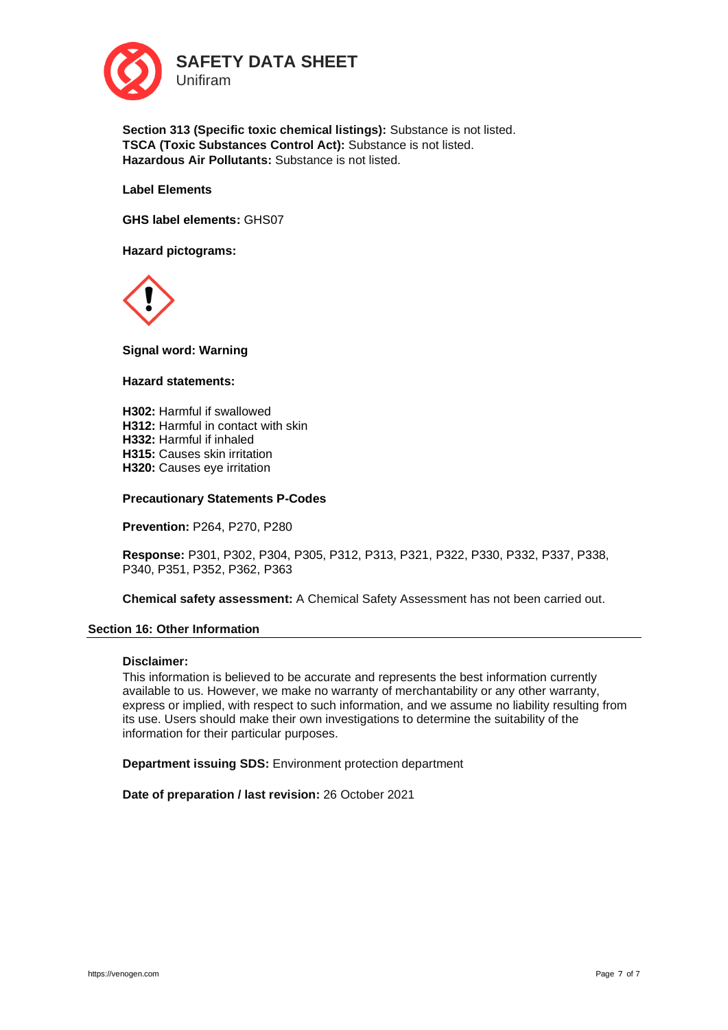**Section 313 (Specific toxic chemical listings):** Substance is not listed.
**TSCA (Toxic Substances Control Act):** Substance is not listed.
**Hazardous Air Pollutants:** Substance is not listed.

**Label Elements**

**GHS label elements:** GHS07

**Hazard pictograms:**

**Signal word: Warning**

**Hazard statements:**

**H302:** Harmful if swallowed
**H312:** Harmful in contact with skin
**H332:** Harmful if inhaled
**H315:** Causes skin irritation
**H320:** Causes eye irritation

**Precautionary Statements P-Codes**

**Prevention:** P264, P270, P280

**Response:** P301, P302, P304, P305, P312, P313, P321, P322, P330, P332, P337, P338, P340, P351, P352, P362, P363

**Chemical safety assessment:** A Chemical Safety Assessment has not been carried out.

## Section 16: Other Information

**Disclaimer:**
This information is believed to be accurate and represents the best information currently available to us. However, we make no warranty of merchantability or any other warranty, express or implied, with respect to such information, and we assume no liability resulting from its use. Users should make their own investigations to determine the suitability of the information for their particular purposes.

**Department issuing SDS:** Environment protection department

**Date of preparation / last revision:** 26 October 2021